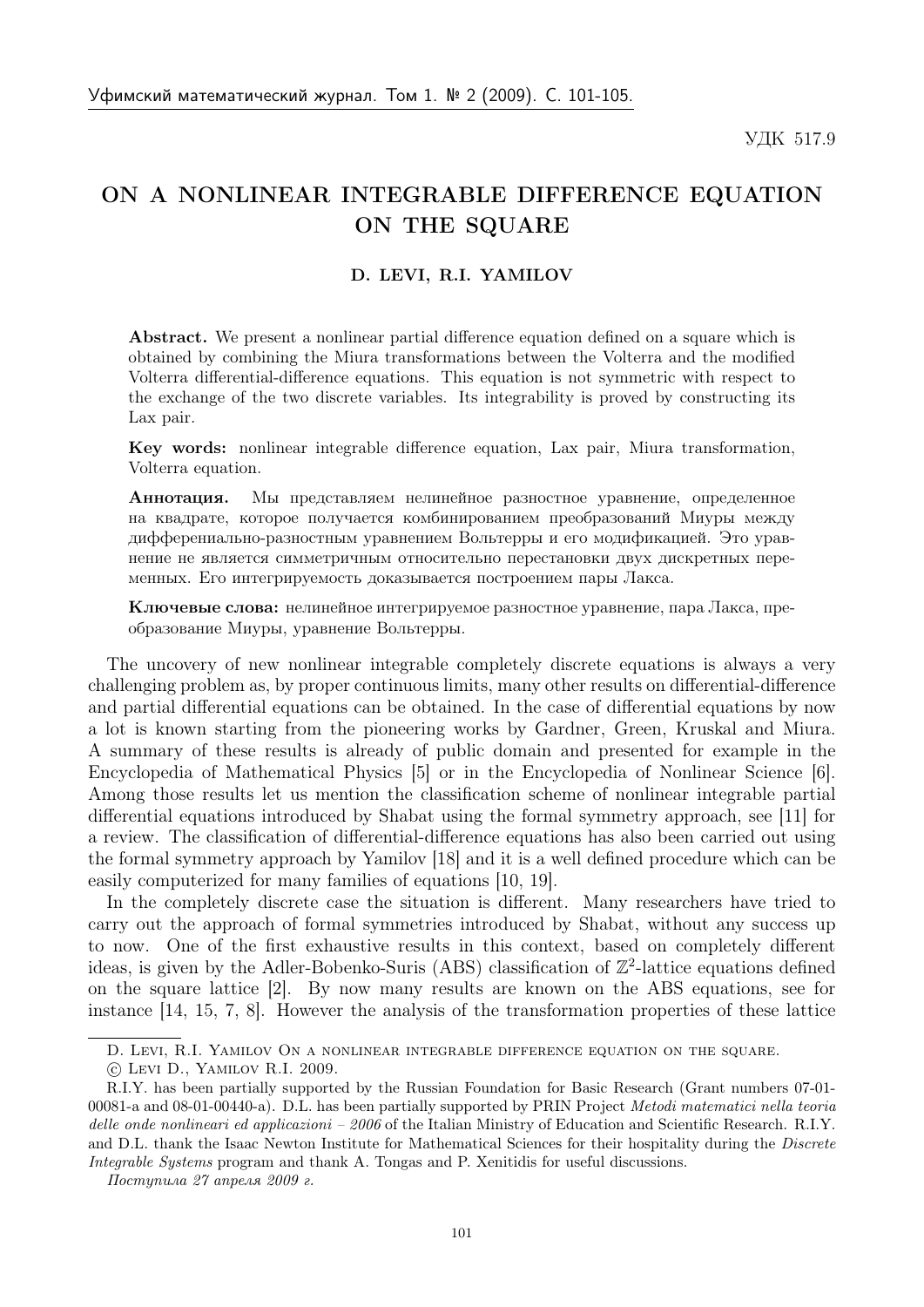УДК 517.9

# ON A NONLINEAR INTEGRABLE DIFFERENCE EQUATION ON THE SQUARE

**D. LEVI, R.I. YAMILOV**

**Abstract.** We present a nonlinear partial difference equation defined on a square which is obtained by combining the Miura transformations between the Volterra and the modified Volterra differential-difference equations. This equation is not symmetric with respect to the exchange of the two discrete variables. Its integrability is proved by constructing its Lax pair.

**Key words:** nonlinear integrable difference equation, Lax pair, Miura transformation, Volterra equation.

**Аннотация.** Мы представляем нелинейное разностное уравнение, определенное на квадрате, которое получается комбинированием преобразований Миуры между дифферениально-разностным уравнением Вольтерры и его модификацией. Это уравнение не является симметричным относительно перестановки двух дискретных переменных. Его интегрируемость доказывается построением пары Лакса.

**Ключевые слова:** нелинейное интегрируемое разностное уравнение, пара Лакса, преобразование Миуры, уравнение Вольтерры.

The uncovery of new nonlinear integrable completely discrete equations is always a very challenging problem as, by proper continuous limits, many other results on differential-difference and partial differential equations can be obtained. In the case of differential equations by now a lot is known starting from the pioneering works by Gardner, Green, Kruskal and Miura. A summary of these results is already of public domain and presented for example in the Encyclopedia of Mathematical Physics [5] or in the Encyclopedia of Nonlinear Science [6]. Among those results let us mention the classification scheme of nonlinear integrable partial differential equations introduced by Shabat using the formal symmetry approach, see [11] for a review. The classification of differential-difference equations has also been carried out using the formal symmetry approach by Yamilov [18] and it is a well defined procedure which can be easily computerized for many families of equations [10, 19].

In the completely discrete case the situation is different. Many researchers have tried to carry out the approach of formal symmetries introduced by Shabat, without any success up to now. One of the first exhaustive results in this context, based on completely different ideas, is given by the Adler-Bobenko-Suris (ABS) classification of $\mathbb{Z}^2$-lattice equations defined on the square lattice [2]. By now many results are known on the ABS equations, see for instance [14, 15, 7, 8]. However the analysis of the transformation properties of these lattice

---

D. Levi, R.I. Yamilov On a nonlinear integrable difference equation on the square.

© Levi D., Yamilov R.I. 2009.

R.I.Y. has been partially supported by the Russian Foundation for Basic Research (Grant numbers 07-01-00081-a and 08-01-00440-a). D.L. has been partially supported by PRIN Project *Metodi matematici nella teoria delle onde nonlineari ed applicazioni – 2006* of the Italian Ministry of Education and Scientific Research. R.I.Y. and D.L. thank the Isaac Newton Institute for Mathematical Sciences for their hospitality during the *Discrete Integrable Systems* program and thank A. Tongas and P. Xenitidis for useful discussions.

*Поступила 27 апреля 2009 г.*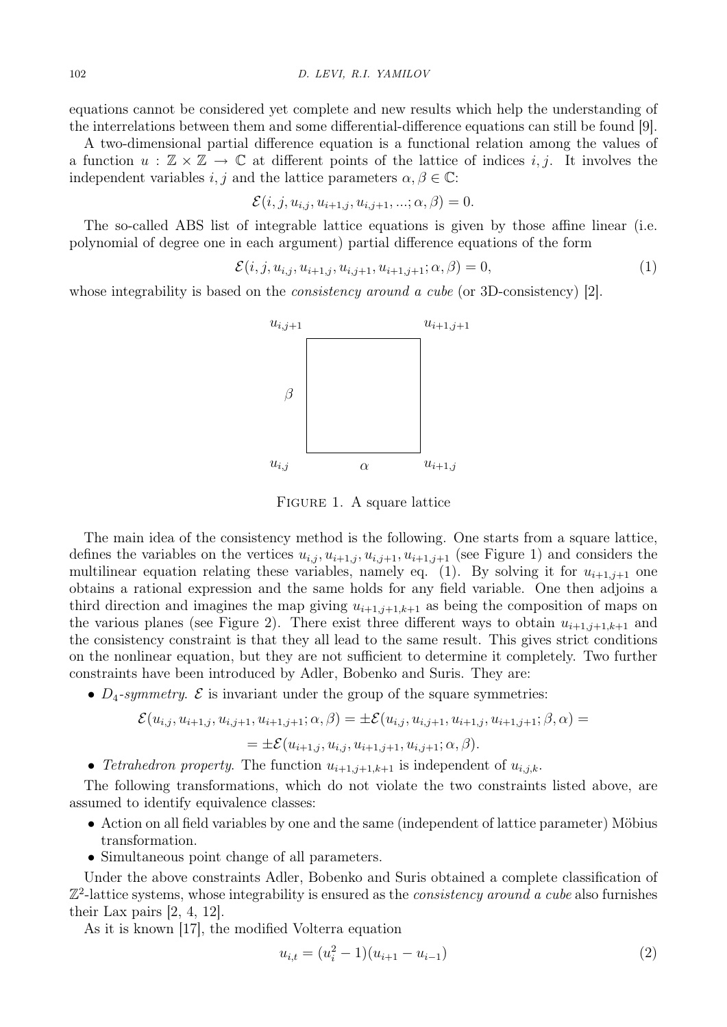equations cannot be considered yet complete and new results which help the understanding of the interrelations between them and some differential-difference equations can still be found [9].

A two-dimensional partial difference equation is a functional relation among the values of a function $u : \mathbb{Z} \times \mathbb{Z} \to \mathbb{C}$ at different points of the lattice of indices $i, j$. It involves the independent variables $i, j$ and the lattice parameters $\alpha, \beta \in \mathbb{C}$:

$$\mathcal{E}(i, j, u_{i,j}, u_{i+1,j}, u_{i,j+1}, ...; \alpha, \beta) = 0.$$

The so-called ABS list of integrable lattice equations is given by those affine linear (i.e. polynomial of degree one in each argument) partial difference equations of the form

$$\mathcal{E}(i, j, u_{i,j}, u_{i+1,j}, u_{i,j+1}, u_{i+1,j+1}; \alpha, \beta) = 0, \tag{1}$$

whose integrability is based on the *consistency around a cube* (or 3D-consistency) [2].

Figure 1. A square lattice

The main idea of the consistency method is the following. One starts from a square lattice, defines the variables on the vertices $u_{i,j}, u_{i+1,j}, u_{i,j+1}, u_{i+1,j+1}$ (see Figure 1) and considers the multilinear equation relating these variables, namely eq. (1). By solving it for $u_{i+1,j+1}$ one obtains a rational expression and the same holds for any field variable. One then adjoins a third direction and imagines the map giving $u_{i+1,j+1,k+1}$ as being the composition of maps on the various planes (see Figure 2). There exist three different ways to obtain $u_{i+1,j+1,k+1}$ and the consistency constraint is that they all lead to the same result. This gives strict conditions on the nonlinear equation, but they are not sufficient to determine it completely. Two further constraints have been introduced by Adler, Bobenko and Suris. They are:

- $D_4$-*symmetry.* $\mathcal{E}$ is invariant under the group of the square symmetries:

$$\mathcal{E}(u_{i,j}, u_{i+1,j}, u_{i,j+1}, u_{i+1,j+1}; \alpha, \beta) = \pm\mathcal{E}(u_{i,j}, u_{i,j+1}, u_{i+1,j}, u_{i+1,j+1}; \beta, \alpha) =$$
$$= \pm\mathcal{E}(u_{i+1,j}, u_{i,j}, u_{i+1,j+1}, u_{i,j+1}; \alpha, \beta).$$

- *Tetrahedron property.* The function $u_{i+1,j+1,k+1}$ is independent of $u_{i,j,k}$.

The following transformations, which do not violate the two constraints listed above, are assumed to identify equivalence classes:

- Action on all field variables by one and the same (independent of lattice parameter) Möbius transformation.
- Simultaneous point change of all parameters.

Under the above constraints Adler, Bobenko and Suris obtained a complete classification of $\mathbb{Z}^2$-lattice systems, whose integrability is ensured as the *consistency around a cube* also furnishes their Lax pairs [2, 4, 12].

As it is known [17], the modified Volterra equation

$$u_{i,t} = (u_i^2 - 1)(u_{i+1} - u_{i-1}) \tag{2}$$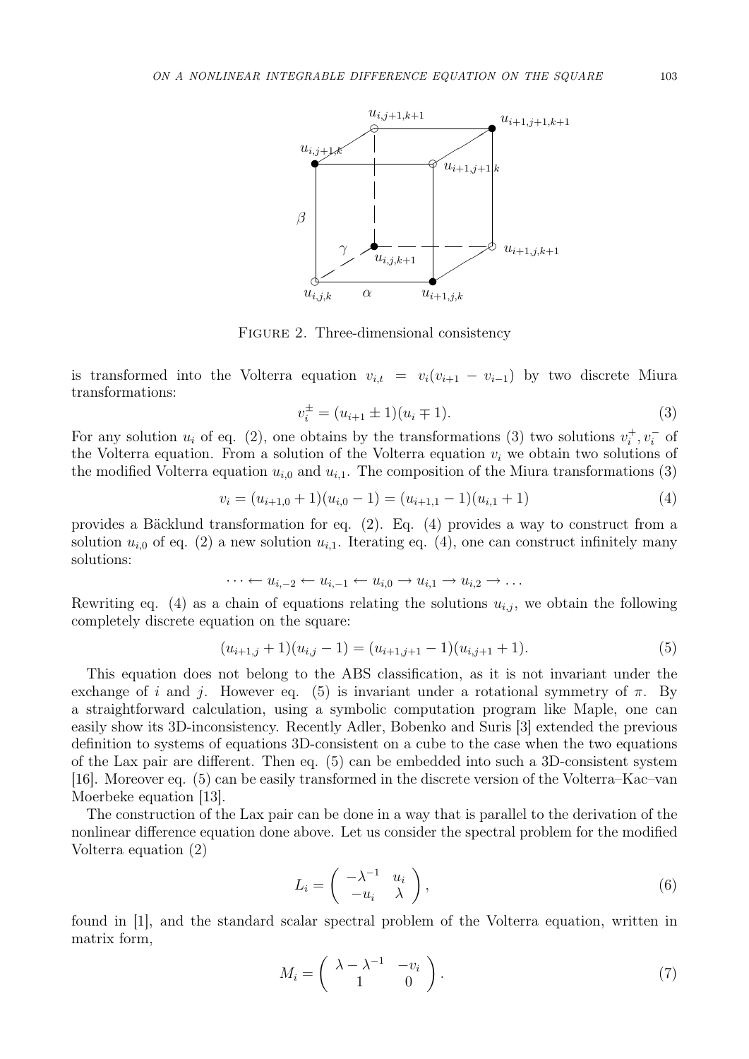FIGURE 2. Three-dimensional consistency

is transformed into the Volterra equation $v_{i,t} = v_i(v_{i+1} - v_{i-1})$ by two discrete Miura transformations:

$$v_i^{\pm} = (u_{i+1} \pm 1)(u_i \mp 1). \tag{3}$$

For any solution $u_i$ of eq. (2), one obtains by the transformations (3) two solutions $v_i^+, v_i^-$ of the Volterra equation. From a solution of the Volterra equation $v_i$ we obtain two solutions of the modified Volterra equation $u_{i,0}$ and $u_{i,1}$. The composition of the Miura transformations (3)

$$v_i = (u_{i+1,0} + 1)(u_{i,0} - 1) = (u_{i+1,1} - 1)(u_{i,1} + 1) \tag{4}$$

provides a Bäcklund transformation for eq. (2). Eq. (4) provides a way to construct from a solution $u_{i,0}$ of eq. (2) a new solution $u_{i,1}$. Iterating eq. (4), one can construct infinitely many solutions:

$$\cdots \leftarrow u_{i,-2} \leftarrow u_{i,-1} \leftarrow u_{i,0} \rightarrow u_{i,1} \rightarrow u_{i,2} \rightarrow \ldots$$

Rewriting eq. (4) as a chain of equations relating the solutions $u_{i,j}$, we obtain the following completely discrete equation on the square:

$$(u_{i+1,j} + 1)(u_{i,j} - 1) = (u_{i+1,j+1} - 1)(u_{i,j+1} + 1). \tag{5}$$

This equation does not belong to the ABS classification, as it is not invariant under the exchange of $i$ and $j$. However eq. (5) is invariant under a rotational symmetry of $\pi$. By a straightforward calculation, using a symbolic computation program like Maple, one can easily show its 3D-inconsistency. Recently Adler, Bobenko and Suris [3] extended the previous definition to systems of equations 3D-consistent on a cube to the case when the two equations of the Lax pair are different. Then eq. (5) can be embedded into such a 3D-consistent system [16]. Moreover eq. (5) can be easily transformed in the discrete version of the Volterra–Kac–van Moerbeke equation [13].

The construction of the Lax pair can be done in a way that is parallel to the derivation of the nonlinear difference equation done above. Let us consider the spectral problem for the modified Volterra equation (2)

$$L_i = \begin{pmatrix} -\lambda^{-1} & u_i \\ -u_i & \lambda \end{pmatrix}, \tag{6}$$

found in [1], and the standard scalar spectral problem of the Volterra equation, written in matrix form,

$$M_i = \begin{pmatrix} \lambda - \lambda^{-1} & -v_i \\ 1 & 0 \end{pmatrix}. \tag{7}$$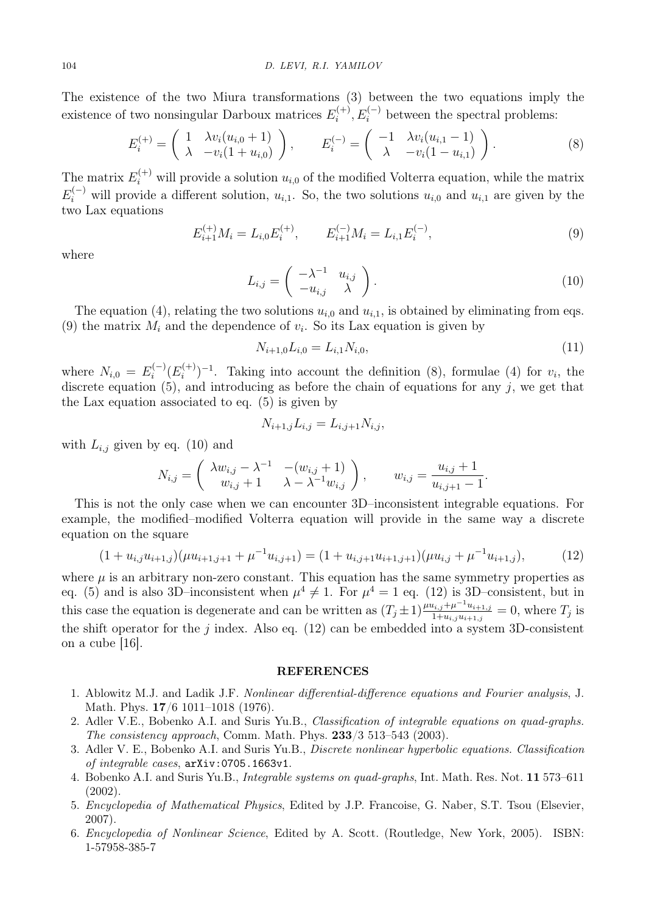The existence of the two Miura transformations (3) between the two equations imply the existence of two nonsingular Darboux matrices $E_i^{(+)}, E_i^{(-)}$ between the spectral problems:

$$E_i^{(+)} = \begin{pmatrix} 1 & \lambda v_i(u_{i,0}+1) \\ \lambda & -v_i(1+u_{i,0}) \end{pmatrix}, \qquad E_i^{(-)} = \begin{pmatrix} -1 & \lambda v_i(u_{i,1}-1) \\ \lambda & -v_i(1-u_{i,1}) \end{pmatrix}. \tag{8}$$

The matrix $E_i^{(+)}$ will provide a solution $u_{i,0}$ of the modified Volterra equation, while the matrix $E_i^{(-)}$ will provide a different solution, $u_{i,1}$. So, the two solutions $u_{i,0}$ and $u_{i,1}$ are given by the two Lax equations

$$E_{i+1}^{(+)} M_i = L_{i,0} E_i^{(+)}, \qquad E_{i+1}^{(-)} M_i = L_{i,1} E_i^{(-)}, \tag{9}$$

where

$$L_{i,j} = \begin{pmatrix} -\lambda^{-1} & u_{i,j} \\ -u_{i,j} & \lambda \end{pmatrix}. \tag{10}$$

The equation (4), relating the two solutions $u_{i,0}$ and $u_{i,1}$, is obtained by eliminating from eqs. (9) the matrix $M_i$ and the dependence of $v_i$. So its Lax equation is given by

$$N_{i+1,0} L_{i,0} = L_{i,1} N_{i,0}, \tag{11}$$

where $N_{i,0} = E_i^{(-)} (E_i^{(+)})^{-1}$. Taking into account the definition (8), formulae (4) for $v_i$, the discrete equation (5), and introducing as before the chain of equations for any $j$, we get that the Lax equation associated to eq. (5) is given by

$$N_{i+1,j} L_{i,j} = L_{i,j+1} N_{i,j},$$

with $L_{i,j}$ given by eq. (10) and

$$N_{i,j} = \begin{pmatrix} \lambda w_{i,j} - \lambda^{-1} & -(w_{i,j}+1) \\ w_{i,j}+1 & \lambda - \lambda^{-1} w_{i,j} \end{pmatrix}, \qquad w_{i,j} = \frac{u_{i,j}+1}{u_{i,j+1}-1}.$$

This is not the only case when we can encounter 3D–inconsistent integrable equations. For example, the modified–modified Volterra equation will provide in the same way a discrete equation on the square

$$(1 + u_{i,j} u_{i+1,j})(\mu u_{i+1,j+1} + \mu^{-1} u_{i,j+1}) = (1 + u_{i,j+1} u_{i+1,j+1})(\mu u_{i,j} + \mu^{-1} u_{i+1,j}), \tag{12}$$

where $\mu$ is an arbitrary non-zero constant. This equation has the same symmetry properties as eq. (5) and is also 3D–inconsistent when $\mu^4 \neq 1$. For $\mu^4 = 1$ eq. (12) is 3D–consistent, but in this case the equation is degenerate and can be written as $(T_j \pm 1) \frac{\mu u_{i,j} + \mu^{-1} u_{i+1,j}}{1 + u_{i,j} u_{i+1,j}} = 0$, where $T_j$ is the shift operator for the $j$ index. Also eq. (12) can be embedded into a system 3D-consistent on a cube [16].

## REFERENCES

1. Ablowitz M.J. and Ladik J.F. *Nonlinear differential-difference equations and Fourier analysis*, J. Math. Phys. **17**/6 1011–1018 (1976).
2. Adler V.E., Bobenko A.I. and Suris Yu.B., *Classification of integrable equations on quad-graphs. The consistency approach*, Comm. Math. Phys. **233**/3 513–543 (2003).
3. Adler V. E., Bobenko A.I. and Suris Yu.B., *Discrete nonlinear hyperbolic equations. Classification of integrable cases*, `arXiv:0705.1663v1`.
4. Bobenko A.I. and Suris Yu.B., *Integrable systems on quad-graphs*, Int. Math. Res. Not. **11** 573–611 (2002).
5. *Encyclopedia of Mathematical Physics*, Edited by J.P. Francoise, G. Naber, S.T. Tsou (Elsevier, 2007).
6. *Encyclopedia of Nonlinear Science*, Edited by A. Scott. (Routledge, New York, 2005). ISBN: 1-57958-385-7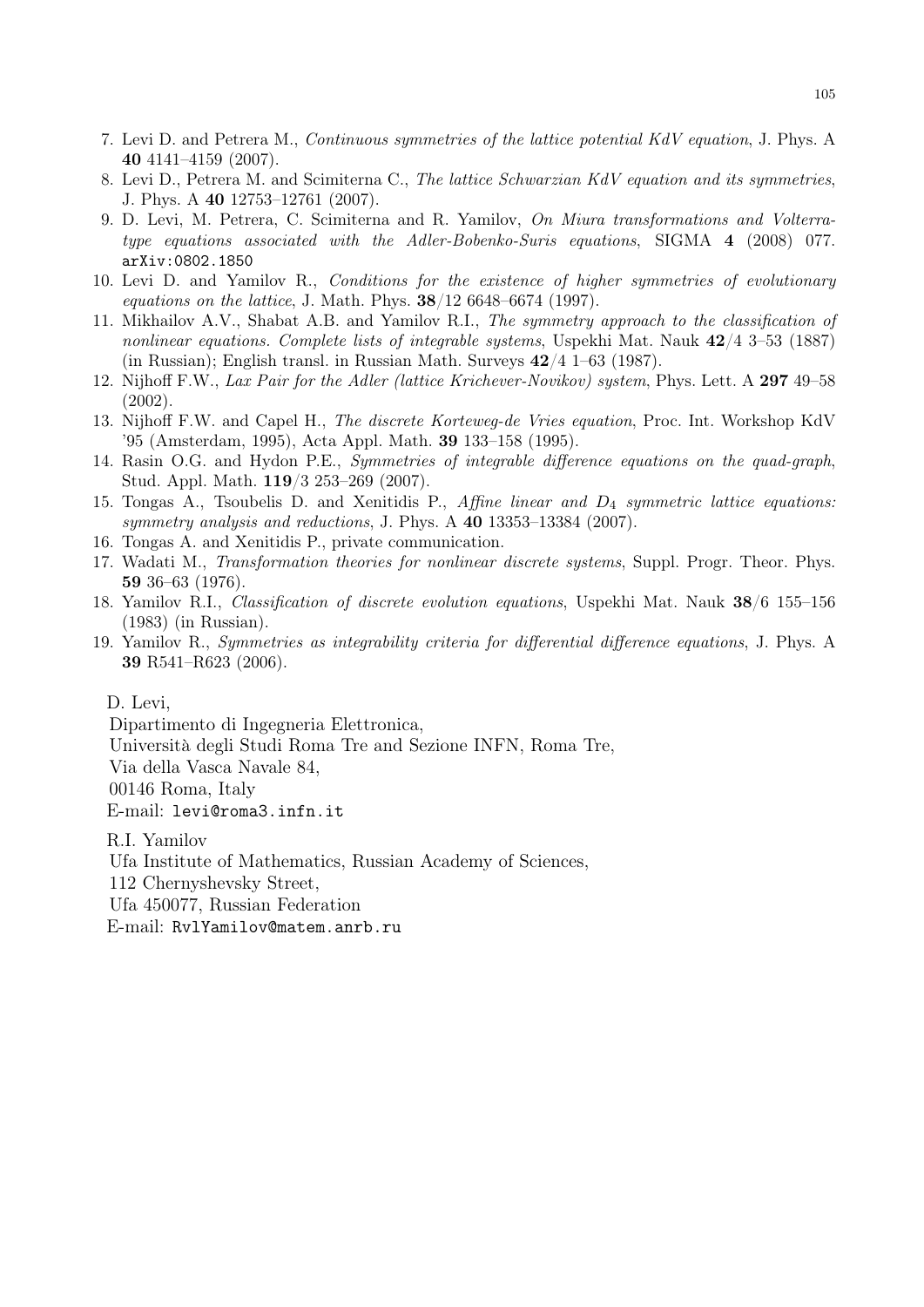7. Levi D. and Petrera M., *Continuous symmetries of the lattice potential KdV equation*, J. Phys. A **40** 4141–4159 (2007).
8. Levi D., Petrera M. and Scimiterna C., *The lattice Schwarzian KdV equation and its symmetries*, J. Phys. A **40** 12753–12761 (2007).
9. D. Levi, M. Petrera, C. Scimiterna and R. Yamilov, *On Miura transformations and Volterra-type equations associated with the Adler-Bobenko-Suris equations*, SIGMA **4** (2008) 077. arXiv:0802.1850
10. Levi D. and Yamilov R., *Conditions for the existence of higher symmetries of evolutionary equations on the lattice*, J. Math. Phys. **38**/12 6648–6674 (1997).
11. Mikhailov A.V., Shabat A.B. and Yamilov R.I., *The symmetry approach to the classification of nonlinear equations. Complete lists of integrable systems*, Uspekhi Mat. Nauk **42**/4 3–53 (1887) (in Russian); English transl. in Russian Math. Surveys **42**/4 1–63 (1987).
12. Nijhoff F.W., *Lax Pair for the Adler (lattice Krichever-Novikov) system*, Phys. Lett. A **297** 49–58 (2002).
13. Nijhoff F.W. and Capel H., *The discrete Korteweg-de Vries equation*, Proc. Int. Workshop KdV '95 (Amsterdam, 1995), Acta Appl. Math. **39** 133–158 (1995).
14. Rasin O.G. and Hydon P.E., *Symmetries of integrable difference equations on the quad-graph*, Stud. Appl. Math. **119**/3 253–269 (2007).
15. Tongas A., Tsoubelis D. and Xenitidis P., *Affine linear and $D_4$ symmetric lattice equations: symmetry analysis and reductions*, J. Phys. A **40** 13353–13384 (2007).
16. Tongas A. and Xenitidis P., private communication.
17. Wadati M., *Transformation theories for nonlinear discrete systems*, Suppl. Progr. Theor. Phys. **59** 36–63 (1976).
18. Yamilov R.I., *Classification of discrete evolution equations*, Uspekhi Mat. Nauk **38**/6 155–156 (1983) (in Russian).
19. Yamilov R., *Symmetries as integrability criteria for differential difference equations*, J. Phys. A **39** R541–R623 (2006).

D. Levi,
Dipartimento di Ingegneria Elettronica,
Università degli Studi Roma Tre and Sezione INFN, Roma Tre,
Via della Vasca Navale 84,
00146 Roma, Italy
E-mail: levi@roma3.infn.it

R.I. Yamilov
Ufa Institute of Mathematics, Russian Academy of Sciences,
112 Chernyshevsky Street,
Ufa 450077, Russian Federation
E-mail: RvlYamilov@matem.anrb.ru